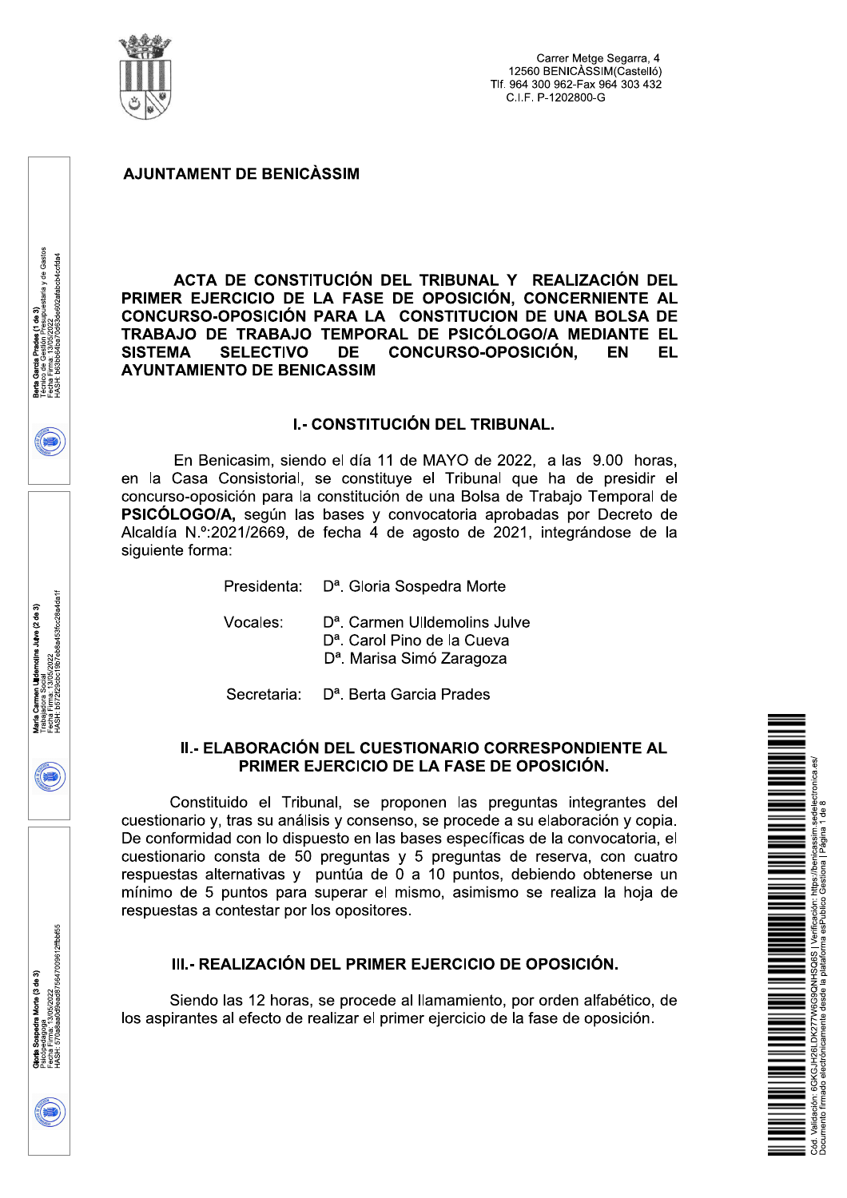Carrer Metge Segarra, 4
12560 BENICÀSSIM(Castelló)
Tlf. 964 300 962-Fax 964 303 432
C.I.F. P-1202800-G

**AJUNTAMENT DE BENICÀSSIM**

# ACTA DE CONSTITUCIÓN DEL TRIBUNAL Y REALIZACIÓN DEL PRIMER EJERCICIO DE LA FASE DE OPOSICIÓN, CONCERNIENTE AL CONCURSO-OPOSICIÓN PARA LA CONSTITUCION DE UNA BOLSA DE TRABAJO DE TRABAJO TEMPORAL DE PSICÓLOGO/A MEDIANTE EL SISTEMA SELECTIVO DE CONCURSO-OPOSICIÓN, EN EL AYUNTAMIENTO DE BENICASSIM

## I.- CONSTITUCIÓN DEL TRIBUNAL.

En Benicasim, siendo el día 11 de MAYO de 2022, a las 9.00 horas, en la Casa Consistorial, se constituye el Tribunal que ha de presidir el concurso-oposición para la constitución de una Bolsa de Trabajo Temporal de **PSICÓLOGO/A,** según las bases y convocatoria aprobadas por Decreto de Alcaldía N.º:2021/2669, de fecha 4 de agosto de 2021, integrándose de la siguiente forma:

Presidenta: Dª. Gloria Sospedra Morte

Vocales: Dª. Carmen Ulldemolins Julve
Dª. Carol Pino de la Cueva
Dª. Marisa Simó Zaragoza

Secretaria: Dª. Berta Garcia Prades

## II.- ELABORACIÓN DEL CUESTIONARIO CORRESPONDIENTE AL PRIMER EJERCICIO DE LA FASE DE OPOSICIÓN.

Constituido el Tribunal, se proponen las preguntas integrantes del cuestionario y, tras su análisis y consenso, se procede a su elaboración y copia. De conformidad con lo dispuesto en las bases específicas de la convocatoria, el cuestionario consta de 50 preguntas y 5 preguntas de reserva, con cuatro respuestas alternativas y puntúa de 0 a 10 puntos, debiendo obtenerse un mínimo de 5 puntos para superar el mismo, asimismo se realiza la hoja de respuestas a contestar por los opositores.

## III.- REALIZACIÓN DEL PRIMER EJERCICIO DE OPOSICIÓN.

Siendo las 12 horas, se procede al llamamiento, por orden alfabético, de los aspirantes al efecto de realizar el primer ejercicio de la fase de oposición.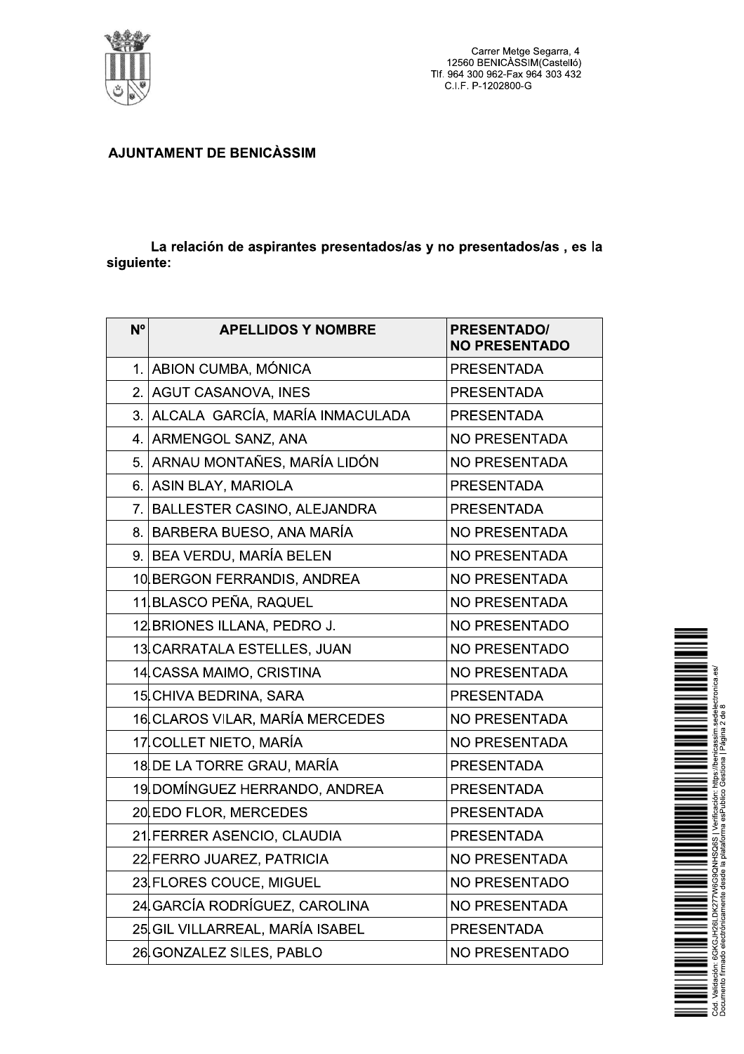Carrer Metge Segarra, 4
12560 BENICÀSSIM(Castelló)
Tlf. 964 300 962-Fax 964 303 432
C.I.F. P-1202800-G

**AJUNTAMENT DE BENICÀSSIM**

**La relación de aspirantes presentados/as y no presentados/as , es la siguiente:**

| Nº | APELLIDOS Y NOMBRE | PRESENTADO/ NO PRESENTADO |
|---|---|---|
| 1. | ABION CUMBA, MÓNICA | PRESENTADA |
| 2. | AGUT CASANOVA, INES | PRESENTADA |
| 3. | ALCALA GARCÍA, MARÍA INMACULADA | PRESENTADA |
| 4. | ARMENGOL SANZ, ANA | NO PRESENTADA |
| 5. | ARNAU MONTAÑES, MARÍA LIDÓN | NO PRESENTADA |
| 6. | ASIN BLAY, MARIOLA | PRESENTADA |
| 7. | BALLESTER CASINO, ALEJANDRA | PRESENTADA |
| 8. | BARBERA BUESO, ANA MARÍA | NO PRESENTADA |
| 9. | BEA VERDU, MARÍA BELEN | NO PRESENTADA |
| 10. | BERGON FERRANDIS, ANDREA | NO PRESENTADA |
| 11. | BLASCO PEÑA, RAQUEL | NO PRESENTADA |
| 12. | BRIONES ILLANA, PEDRO J. | NO PRESENTADO |
| 13. | CARRATALA ESTELLES, JUAN | NO PRESENTADO |
| 14. | CASSA MAIMO, CRISTINA | NO PRESENTADA |
| 15. | CHIVA BEDRINA, SARA | PRESENTADA |
| 16. | CLAROS VILAR, MARÍA MERCEDES | NO PRESENTADA |
| 17. | COLLET NIETO, MARÍA | NO PRESENTADA |
| 18. | DE LA TORRE GRAU, MARÍA | PRESENTADA |
| 19. | DOMÍNGUEZ HERRANDO, ANDREA | PRESENTADA |
| 20. | EDO FLOR, MERCEDES | PRESENTADA |
| 21. | FERRER ASENCIO, CLAUDIA | PRESENTADA |
| 22. | FERRO JUAREZ, PATRICIA | NO PRESENTADA |
| 23. | FLORES COUCE, MIGUEL | NO PRESENTADO |
| 24. | GARCÍA RODRÍGUEZ, CAROLINA | NO PRESENTADA |
| 25. | GIL VILLARREAL, MARÍA ISABEL | PRESENTADA |
| 26. | GONZALEZ SILES, PABLO | NO PRESENTADO |

Cód. Validación: 6GKGJH26LDK277W6G9QNHSQ6S | Verificación: https://benicassim.sedelectronica.es/
Documento firmado electrónicamente desde la plataforma esPublico Gestiona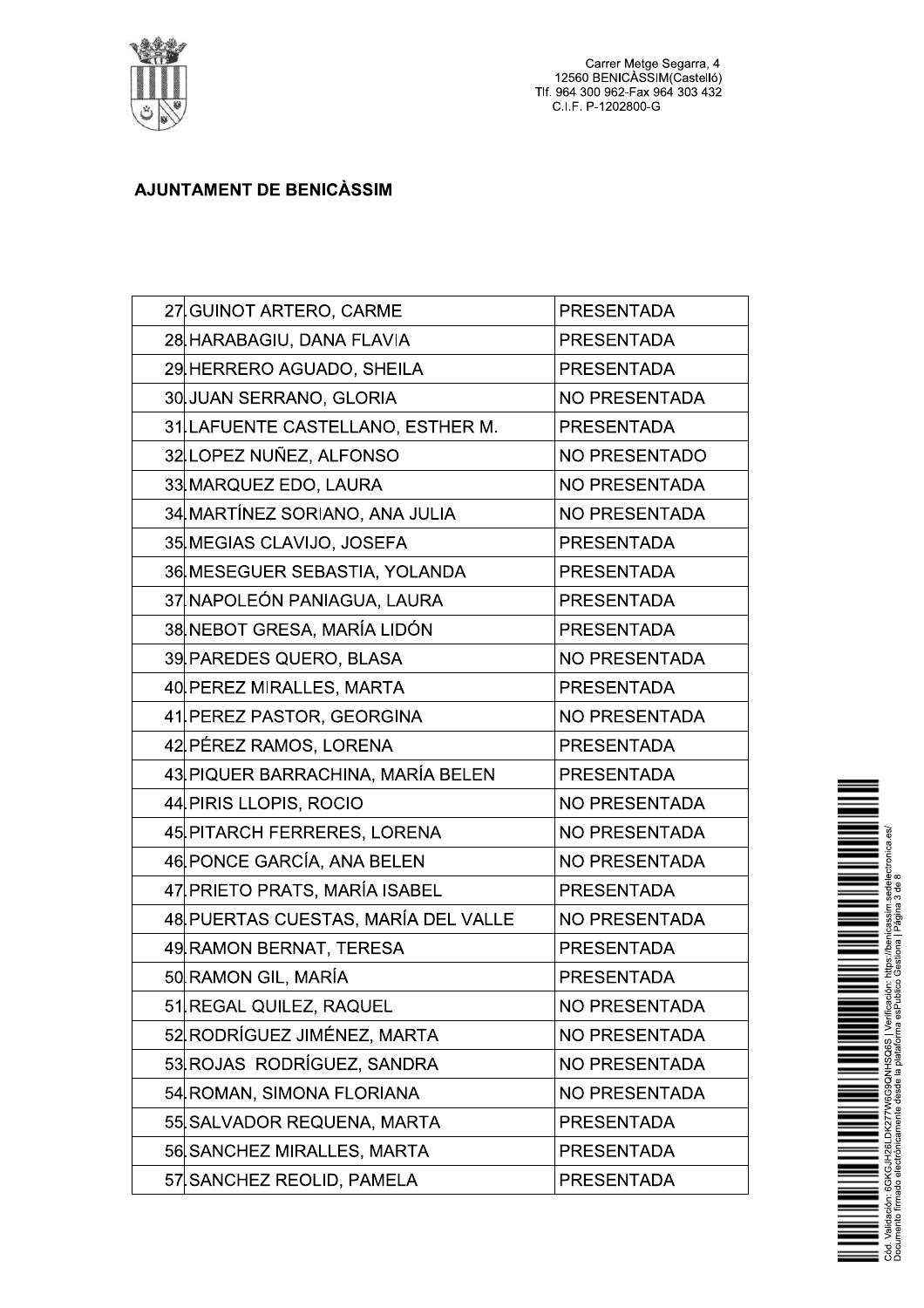Carrer Metge Segarra, 4
12560 BENICÀSSIM(Castelló)
Tlf. 964 300 962-Fax 964 303 432
C.I.F. P-1202800-G

**AJUNTAMENT DE BENICÀSSIM**

| | | |
|---|---|---|
| 27 | GUINOT ARTERO, CARME | PRESENTADA |
| 28 | HARABAGIU, DANA FLAVIA | PRESENTADA |
| 29 | HERRERO AGUADO, SHEILA | PRESENTADA |
| 30 | JUAN SERRANO, GLORIA | NO PRESENTADA |
| 31 | LAFUENTE CASTELLANO, ESTHER M. | PRESENTADA |
| 32 | LOPEZ NUÑEZ, ALFONSO | NO PRESENTADO |
| 33 | MARQUEZ EDO, LAURA | NO PRESENTADA |
| 34 | MARTÍNEZ SORIANO, ANA JULIA | NO PRESENTADA |
| 35 | MEGIAS CLAVIJO, JOSEFA | PRESENTADA |
| 36 | MESEGUER SEBASTIA, YOLANDA | PRESENTADA |
| 37 | NAPOLEÓN PANIAGUA, LAURA | PRESENTADA |
| 38 | NEBOT GRESA, MARÍA LIDÓN | PRESENTADA |
| 39 | PAREDES QUERO, BLASA | NO PRESENTADA |
| 40 | PEREZ MIRALLES, MARTA | PRESENTADA |
| 41 | PEREZ PASTOR, GEORGINA | NO PRESENTADA |
| 42 | PÉREZ RAMOS, LORENA | PRESENTADA |
| 43 | PIQUER BARRACHINA, MARÍA BELEN | PRESENTADA |
| 44 | PIRIS LLOPIS, ROCIO | NO PRESENTADA |
| 45 | PITARCH FERRERES, LORENA | NO PRESENTADA |
| 46 | PONCE GARCÍA, ANA BELEN | NO PRESENTADA |
| 47 | PRIETO PRATS, MARÍA ISABEL | PRESENTADA |
| 48 | PUERTAS CUESTAS, MARÍA DEL VALLE | NO PRESENTADA |
| 49 | RAMON BERNAT, TERESA | PRESENTADA |
| 50 | RAMON GIL, MARÍA | PRESENTADA |
| 51 | REGAL QUILEZ, RAQUEL | NO PRESENTADA |
| 52 | RODRÍGUEZ JIMÉNEZ, MARTA | NO PRESENTADA |
| 53 | ROJAS RODRÍGUEZ, SANDRA | NO PRESENTADA |
| 54 | ROMAN, SIMONA FLORIANA | NO PRESENTADA |
| 55 | SALVADOR REQUENA, MARTA | PRESENTADA |
| 56 | SANCHEZ MIRALLES, MARTA | PRESENTADA |
| 57 | SANCHEZ REOLID, PAMELA | PRESENTADA |

Cód. Validación: 6GKGJH26LDK277W6G9QNHSQ6S | Verificación: https://benicassim.sedelectronica.es/
Documento firmado electrónicamente desde la plataforma esPublico Gestiona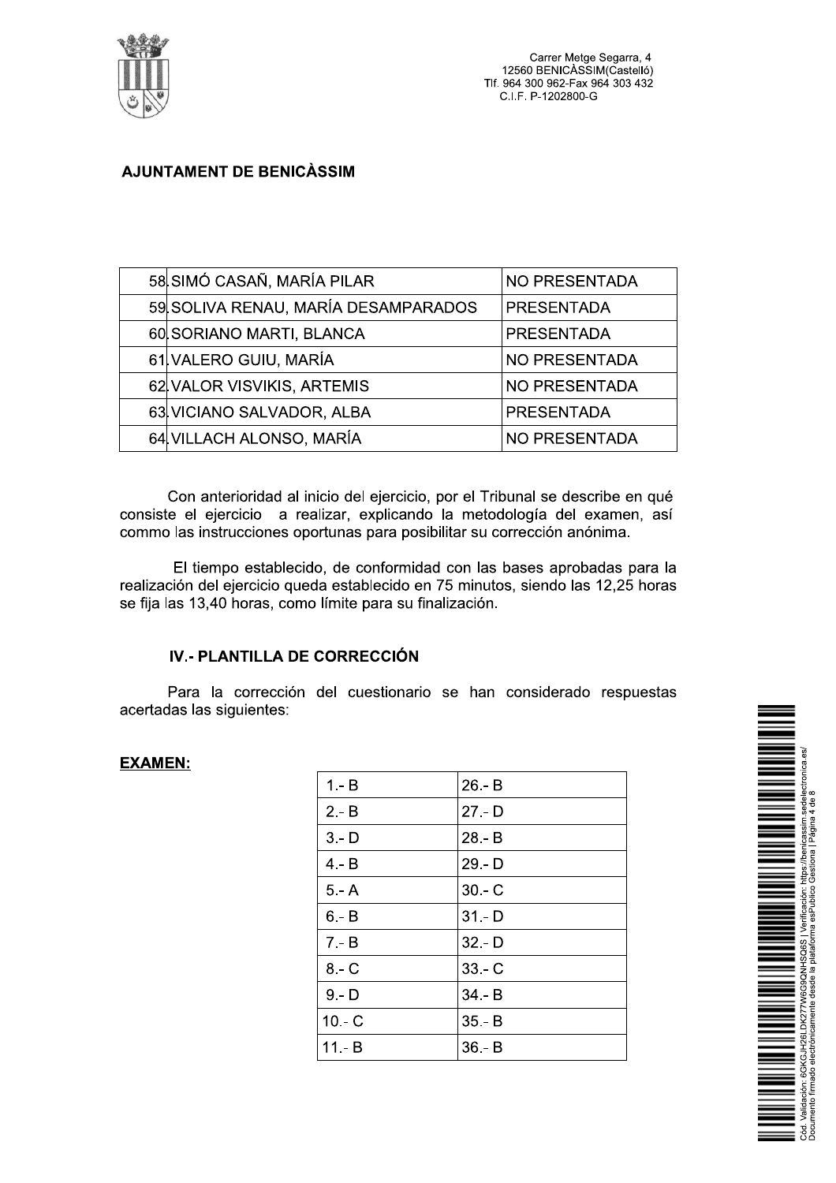**AJUNTAMENT DE BENICÀSSIM**

| | | |
|---|---|---|
| 58. | SIMÓ CASAÑ, MARÍA PILAR | NO PRESENTADA |
| 59. | SOLIVA RENAU, MARÍA DESAMPARADOS | PRESENTADA |
| 60. | SORIANO MARTI, BLANCA | PRESENTADA |
| 61. | VALERO GUIU, MARÍA | NO PRESENTADA |
| 62. | VALOR VISVIKIS, ARTEMIS | NO PRESENTADA |
| 63. | VICIANO SALVADOR, ALBA | PRESENTADA |
| 64. | VILLACH ALONSO, MARÍA | NO PRESENTADA |

Con anterioridad al inicio del ejercicio, por el Tribunal se describe en qué consiste el ejercicio a realizar, explicando la metodología del examen, así commo las instrucciones oportunas para posibilitar su corrección anónima.

El tiempo establecido, de conformidad con las bases aprobadas para la realización del ejercicio queda establecido en 75 minutos, siendo las 12,25 horas se fija las 13,40 horas, como límite para su finalización.

### IV.- PLANTILLA DE CORRECCIÓN

Para la corrección del cuestionario se han considerado respuestas acertadas las siguientes:

**EXAMEN:**

| | |
|---|---|
| 1.- B | 26.- B |
| 2.- B | 27.- D |
| 3.- D | 28.- B |
| 4.- B | 29.- D |
| 5.- A | 30.- C |
| 6.- B | 31.- D |
| 7.- B | 32.- D |
| 8.- C | 33.- C |
| 9.- D | 34.- B |
| 10.- C | 35.- B |
| 11.- B | 36.- B |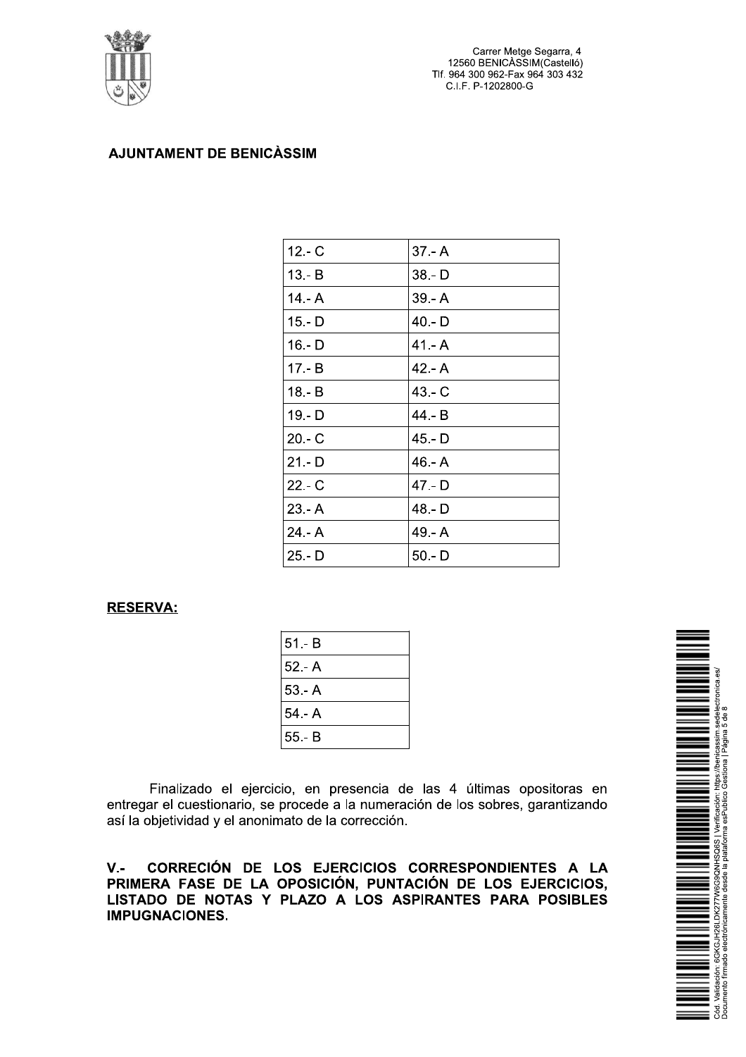AJUNTAMENT DE BENICÀSSIM

| 12.- C | 37.- A |
|---|---|
| 13.- B | 38.- D |
| 14.- A | 39.- A |
| 15.- D | 40.- D |
| 16.- D | 41.- A |
| 17.- B | 42.- A |
| 18.- B | 43.- C |
| 19.- D | 44.- B |
| 20.- C | 45.- D |
| 21.- D | 46.- A |
| 22.- C | 47.- D |
| 23.- A | 48.- D |
| 24.- A | 49.- A |
| 25.- D | 50.- D |

**RESERVA:**

| 51.- B |
|---|
| 52.- A |
| 53.- A |
| 54.- A |
| 55.- B |

Finalizado el ejercicio, en presencia de las 4 últimas opositoras en entregar el cuestionario, se procede a la numeración de los sobres, garantizando así la objetividad y el anonimato de la corrección.

**V.- CORRECIÓN DE LOS EJERCICIOS CORRESPONDIENTES A LA PRIMERA FASE DE LA OPOSICIÓN, PUNTACIÓN DE LOS EJERCICIOS, LISTADO DE NOTAS Y PLAZO A LOS ASPIRANTES PARA POSIBLES IMPUGNACIONES.**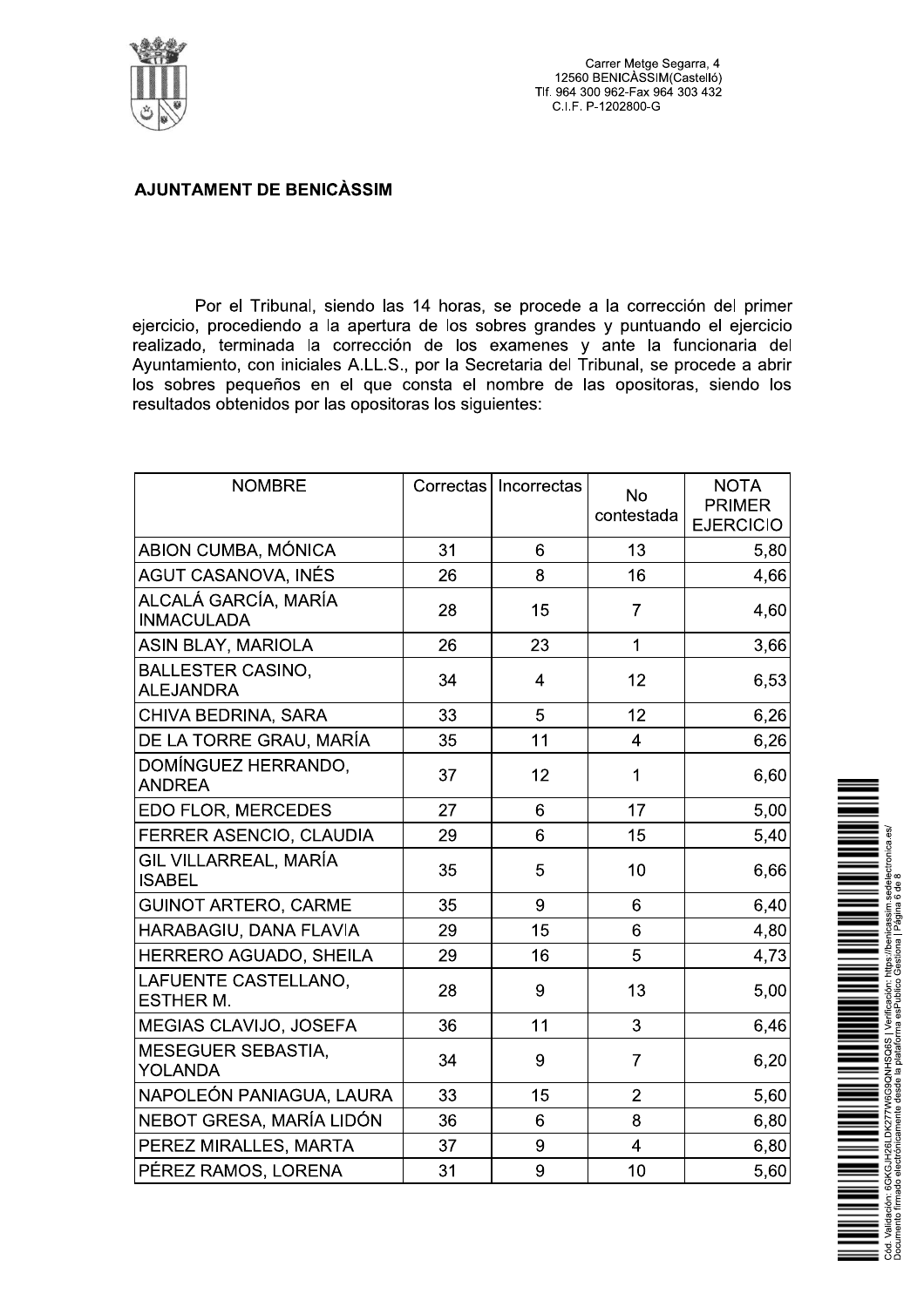Carrer Metge Segarra, 4
12560 BENICÀSSIM(Castelló)
Tlf. 964 300 962-Fax 964 303 432
C.I.F. P-1202800-G

**AJUNTAMENT DE BENICÀSSIM**

Por el Tribunal, siendo las 14 horas, se procede a la corrección del primer ejercicio, procediendo a la apertura de los sobres grandes y puntuando el ejercicio realizado, terminada la corrección de los examenes y ante la funcionaria del Ayuntamiento, con iniciales A.LL.S., por la Secretaria del Tribunal, se procede a abrir los sobres pequeños en el que consta el nombre de las opositoras, siendo los resultados obtenidos por las opositoras los siguientes:

| NOMBRE | Correctas | Incorrectas | No contestada | NOTA PRIMER EJERCICIO |
|---|---|---|---|---|
| ABION CUMBA, MÓNICA | 31 | 6 | 13 | 5,80 |
| AGUT CASANOVA, INÉS | 26 | 8 | 16 | 4,66 |
| ALCALÁ GARCÍA, MARÍA INMACULADA | 28 | 15 | 7 | 4,60 |
| ASIN BLAY, MARIOLA | 26 | 23 | 1 | 3,66 |
| BALLESTER CASINO, ALEJANDRA | 34 | 4 | 12 | 6,53 |
| CHIVA BEDRINA, SARA | 33 | 5 | 12 | 6,26 |
| DE LA TORRE GRAU, MARÍA | 35 | 11 | 4 | 6,26 |
| DOMÍNGUEZ HERRANDO, ANDREA | 37 | 12 | 1 | 6,60 |
| EDO FLOR, MERCEDES | 27 | 6 | 17 | 5,00 |
| FERRER ASENCIO, CLAUDIA | 29 | 6 | 15 | 5,40 |
| GIL VILLARREAL, MARÍA ISABEL | 35 | 5 | 10 | 6,66 |
| GUINOT ARTERO, CARME | 35 | 9 | 6 | 6,40 |
| HARABAGIU, DANA FLAVIA | 29 | 15 | 6 | 4,80 |
| HERRERO AGUADO, SHEILA | 29 | 16 | 5 | 4,73 |
| LAFUENTE CASTELLANO, ESTHER M. | 28 | 9 | 13 | 5,00 |
| MEGIAS CLAVIJO, JOSEFA | 36 | 11 | 3 | 6,46 |
| MESEGUER SEBASTIA, YOLANDA | 34 | 9 | 7 | 6,20 |
| NAPOLEÓN PANIAGUA, LAURA | 33 | 15 | 2 | 5,60 |
| NEBOT GRESA, MARÍA LIDÓN | 36 | 6 | 8 | 6,80 |
| PEREZ MIRALLES, MARTA | 37 | 9 | 4 | 6,80 |
| PÉREZ RAMOS, LORENA | 31 | 9 | 10 | 5,60 |

Cód. Validación: 6GKGJH26LDK277W6G9QNHSQ6S | Verificación: https://benicassim.sedelectronica.es/
Documento firmado electrónicamente desde la plataforma esPublico Gestiona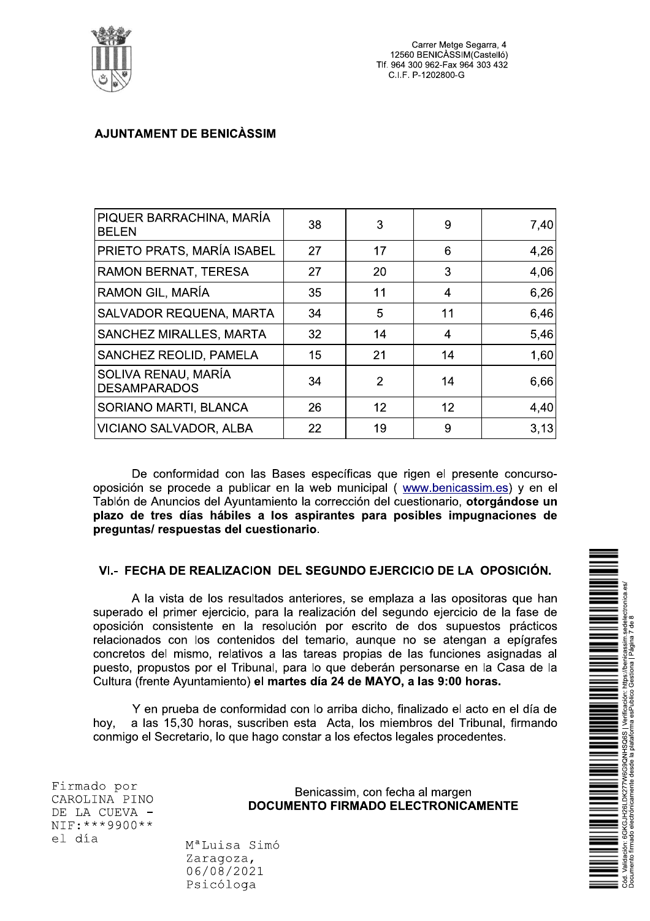AJUNTAMENT DE BENICÀSSIM

Carrer Metge Segarra, 4
12560 BENICÀSSIM(Castelló)
Tlf. 964 300 962-Fax 964 303 432
C.I.F. P-1202800-G

| | | | | |
|---|---|---|---|---|
| PIQUER BARRACHINA, MARÍA BELEN | 38 | 3 | 9 | 7,40 |
| PRIETO PRATS, MARÍA ISABEL | 27 | 17 | 6 | 4,26 |
| RAMON BERNAT, TERESA | 27 | 20 | 3 | 4,06 |
| RAMON GIL, MARÍA | 35 | 11 | 4 | 6,26 |
| SALVADOR REQUENA, MARTA | 34 | 5 | 11 | 6,46 |
| SANCHEZ MIRALLES, MARTA | 32 | 14 | 4 | 5,46 |
| SANCHEZ REOLID, PAMELA | 15 | 21 | 14 | 1,60 |
| SOLIVA RENAU, MARÍA DESAMPARADOS | 34 | 2 | 14 | 6,66 |
| SORIANO MARTI, BLANCA | 26 | 12 | 12 | 4,40 |
| VICIANO SALVADOR, ALBA | 22 | 19 | 9 | 3,13 |

De conformidad con las Bases específicas que rigen el presente concurso-oposición se procede a publicar en la web municipal ( www.benicassim.es) y en el Tablón de Anuncios del Ayuntamiento la corrección del cuestionario, **otorgándose un plazo de tres días hábiles a los aspirantes para posibles impugnaciones de preguntas/ respuestas del cuestionario**.

## VI.- FECHA DE REALIZACION DEL SEGUNDO EJERCICIO DE LA OPOSICIÓN.

A la vista de los resultados anteriores, se emplaza a las opositoras que han superado el primer ejercicio, para la realización del segundo ejercicio de la fase de oposición consistente en la resolución por escrito de dos supuestos prácticos relacionados con los contenidos del temario, aunque no se atengan a epígrafes concretos del mismo, relativos a las tareas propias de las funciones asignadas al puesto, propuestos por el Tribunal, para lo que deberán personarse en la Casa de la Cultura (frente Ayuntamiento) el **martes día 24 de MAYO, a las 9:00 horas.**

Y en prueba de conformidad con lo arriba dicho, finalizado el acto en el día de hoy, a las 15,30 horas, suscriben esta Acta, los miembros del Tribunal, firmando conmigo el Secretario, lo que hago constar a los efectos legales procedentes.

Firmado por CAROLINA PINO DE LA CUEVA - NIF:***9900** el día

Benicassim, con fecha al margen
**DOCUMENTO FIRMADO ELECTRONICAMENTE**

MªLuisa Simó Zaragoza,
06/08/2021
Psicóloga

Cód. Validación: 6GKGJH26LDK277W6G9QNHSQ6S | Verificación: https://benicassim.sedelectronica.es/
Documento firmado electrónicamente desde la plataforma esPublico Gestiona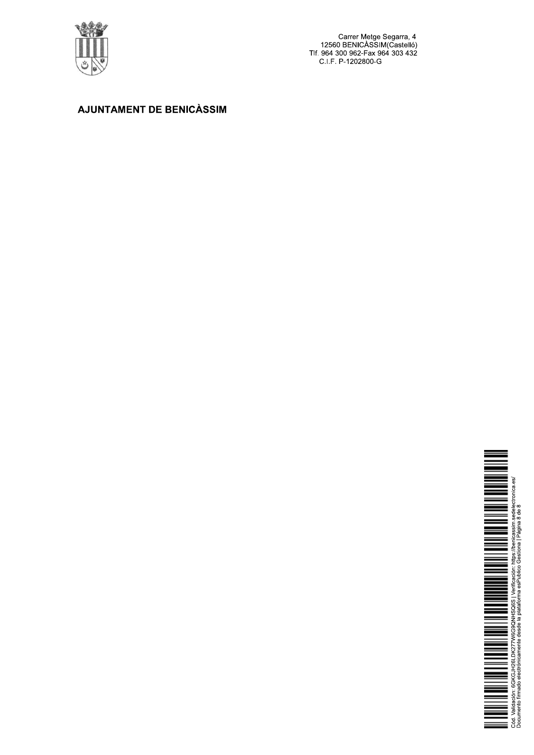Carrer Metge Segarra, 4
12560 BENICÀSSIM(Castelló)
Tlf. 964 300 962-Fax 964 303 432
C.I.F. P-1202800-G

**AJUNTAMENT DE BENICÀSSIM**